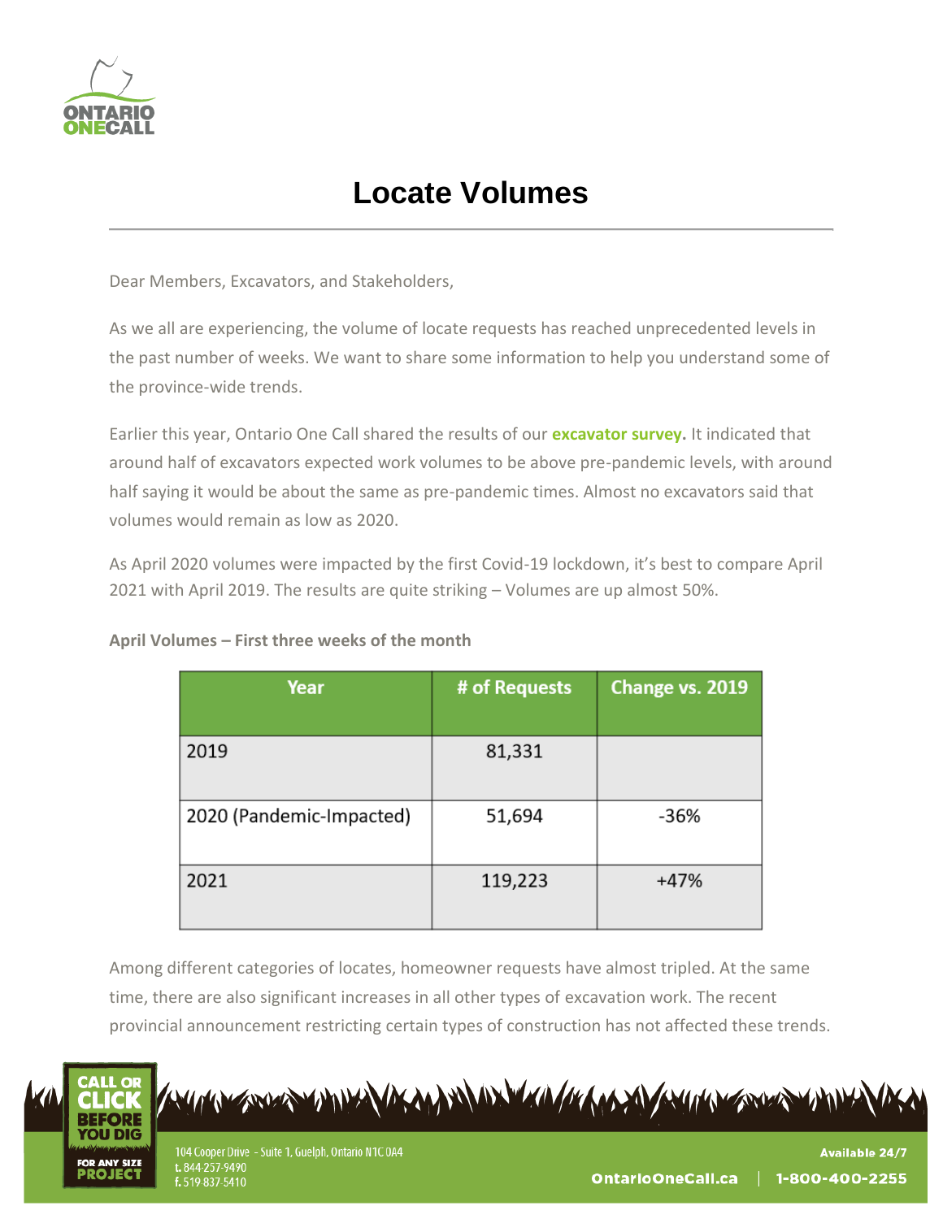# Locate Volumes

Dear Members, Excavators, and Stakeholders,

As we all are experiencing, the volume of locate requests has reached unprecedented levels in the past number of weeks. We want to share some information to help you understand some of the province-wide trends.

Earlier this year, Ontario One Call shared the results of our **excavator survey.** It indicated that around half of excavators expected work volumes to be above pre-pandemic levels, with around half saying it would be about the same as pre-pandemic times. Almost no excavators said that volumes would remain as low as 2020.

As April 2020 volumes were impacted by the first Covid-19 lockdown, it's best to compare April 2021 with April 2019. The results are quite striking – Volumes are up almost 50%.

**April Volumes – First three weeks of the month**

| Year | # of Requests | Change vs. 2019 |
|---|---|---|
| 2019 | 81,331 | |
| 2020 (Pandemic-Impacted) | 51,694 | -36% |
| 2021 | 119,223 | +47% |

Among different categories of locates, homeowner requests have almost tripled. At the same time, there are also significant increases in all other types of excavation work. The recent provincial announcement restricting certain types of construction has not affected these trends.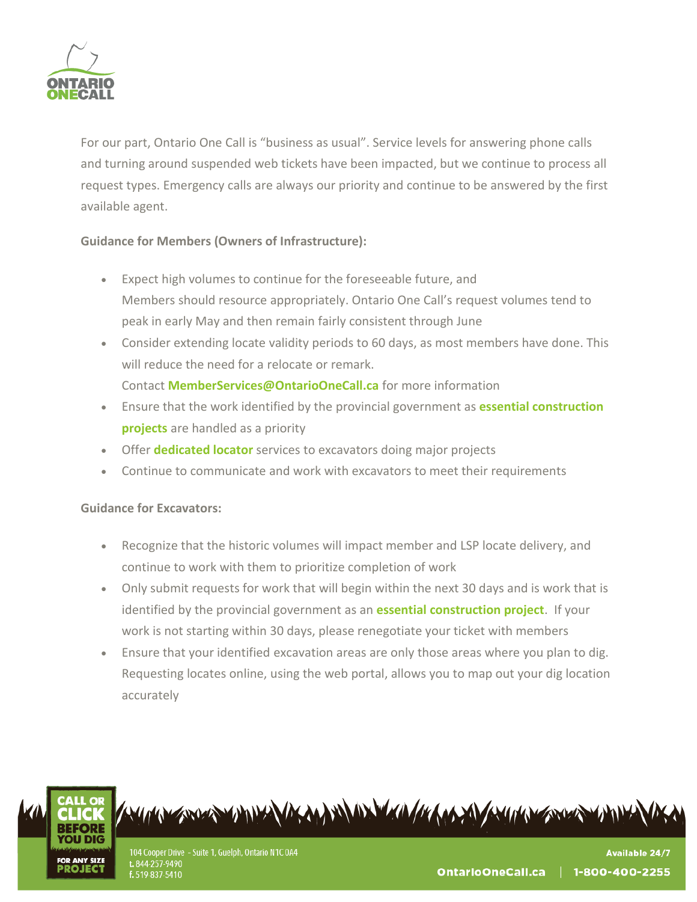For our part, Ontario One Call is "business as usual". Service levels for answering phone calls and turning around suspended web tickets have been impacted, but we continue to process all request types. Emergency calls are always our priority and continue to be answered by the first available agent.

**Guidance for Members (Owners of Infrastructure):**

- Expect high volumes to continue for the foreseeable future, and Members should resource appropriately. Ontario One Call's request volumes tend to peak in early May and then remain fairly consistent through June
- Consider extending locate validity periods to 60 days, as most members have done. This will reduce the need for a relocate or remark. Contact **MemberServices@OntarioOneCall.ca** for more information
- Ensure that the work identified by the provincial government as **essential construction projects** are handled as a priority
- Offer **dedicated locator** services to excavators doing major projects
- Continue to communicate and work with excavators to meet their requirements

**Guidance for Excavators:**

- Recognize that the historic volumes will impact member and LSP locate delivery, and continue to work with them to prioritize completion of work
- Only submit requests for work that will begin within the next 30 days and is work that is identified by the provincial government as an **essential construction project**. If your work is not starting within 30 days, please renegotiate your ticket with members
- Ensure that your identified excavation areas are only those areas where you plan to dig. Requesting locates online, using the web portal, allows you to map out your dig location accurately